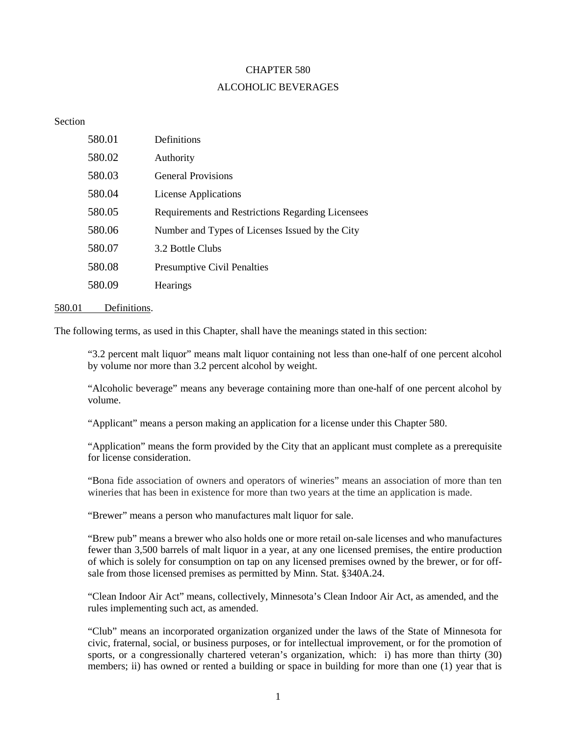# CHAPTER 580

# ALCOHOLIC BEVERAGES

Section

| | |
|---|---|
| 580.01 | Definitions |
| 580.02 | Authority |
| 580.03 | General Provisions |
| 580.04 | License Applications |
| 580.05 | Requirements and Restrictions Regarding Licensees |
| 580.06 | Number and Types of Licenses Issued by the City |
| 580.07 | 3.2 Bottle Clubs |
| 580.08 | Presumptive Civil Penalties |
| 580.09 | Hearings |

## 580.01 Definitions.

The following terms, as used in this Chapter, shall have the meanings stated in this section:

"3.2 percent malt liquor" means malt liquor containing not less than one-half of one percent alcohol by volume nor more than 3.2 percent alcohol by weight.

"Alcoholic beverage" means any beverage containing more than one-half of one percent alcohol by volume.

"Applicant" means a person making an application for a license under this Chapter 580.

"Application" means the form provided by the City that an applicant must complete as a prerequisite for license consideration.

"Bona fide association of owners and operators of wineries" means an association of more than ten wineries that has been in existence for more than two years at the time an application is made.

"Brewer" means a person who manufactures malt liquor for sale.

"Brew pub" means a brewer who also holds one or more retail on-sale licenses and who manufactures fewer than 3,500 barrels of malt liquor in a year, at any one licensed premises, the entire production of which is solely for consumption on tap on any licensed premises owned by the brewer, or for off-sale from those licensed premises as permitted by Minn. Stat. §340A.24.

"Clean Indoor Air Act" means, collectively, Minnesota's Clean Indoor Air Act, as amended, and the rules implementing such act, as amended.

"Club" means an incorporated organization organized under the laws of the State of Minnesota for civic, fraternal, social, or business purposes, or for intellectual improvement, or for the promotion of sports, or a congressionally chartered veteran's organization, which: i) has more than thirty (30) members; ii) has owned or rented a building or space in building for more than one (1) year that is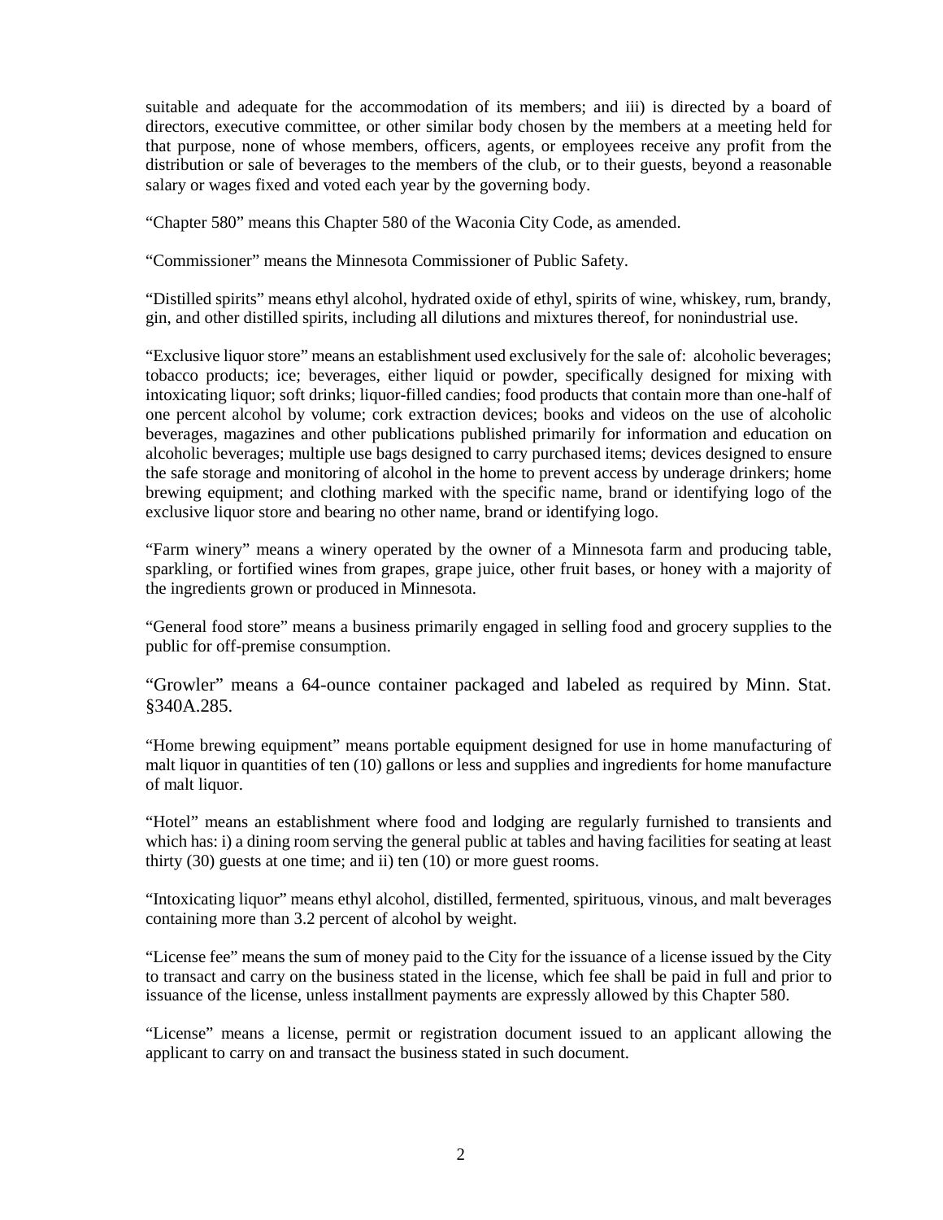suitable and adequate for the accommodation of its members; and iii) is directed by a board of directors, executive committee, or other similar body chosen by the members at a meeting held for that purpose, none of whose members, officers, agents, or employees receive any profit from the distribution or sale of beverages to the members of the club, or to their guests, beyond a reasonable salary or wages fixed and voted each year by the governing body.

"Chapter 580" means this Chapter 580 of the Waconia City Code, as amended.

"Commissioner" means the Minnesota Commissioner of Public Safety.

"Distilled spirits" means ethyl alcohol, hydrated oxide of ethyl, spirits of wine, whiskey, rum, brandy, gin, and other distilled spirits, including all dilutions and mixtures thereof, for nonindustrial use.

"Exclusive liquor store" means an establishment used exclusively for the sale of: alcoholic beverages; tobacco products; ice; beverages, either liquid or powder, specifically designed for mixing with intoxicating liquor; soft drinks; liquor-filled candies; food products that contain more than one-half of one percent alcohol by volume; cork extraction devices; books and videos on the use of alcoholic beverages, magazines and other publications published primarily for information and education on alcoholic beverages; multiple use bags designed to carry purchased items; devices designed to ensure the safe storage and monitoring of alcohol in the home to prevent access by underage drinkers; home brewing equipment; and clothing marked with the specific name, brand or identifying logo of the exclusive liquor store and bearing no other name, brand or identifying logo.

"Farm winery" means a winery operated by the owner of a Minnesota farm and producing table, sparkling, or fortified wines from grapes, grape juice, other fruit bases, or honey with a majority of the ingredients grown or produced in Minnesota.

"General food store" means a business primarily engaged in selling food and grocery supplies to the public for off-premise consumption.

"Growler" means a 64-ounce container packaged and labeled as required by Minn. Stat. §340A.285.

"Home brewing equipment" means portable equipment designed for use in home manufacturing of malt liquor in quantities of ten (10) gallons or less and supplies and ingredients for home manufacture of malt liquor.

"Hotel" means an establishment where food and lodging are regularly furnished to transients and which has: i) a dining room serving the general public at tables and having facilities for seating at least thirty (30) guests at one time; and ii) ten (10) or more guest rooms.

"Intoxicating liquor" means ethyl alcohol, distilled, fermented, spirituous, vinous, and malt beverages containing more than 3.2 percent of alcohol by weight.

"License fee" means the sum of money paid to the City for the issuance of a license issued by the City to transact and carry on the business stated in the license, which fee shall be paid in full and prior to issuance of the license, unless installment payments are expressly allowed by this Chapter 580.

"License" means a license, permit or registration document issued to an applicant allowing the applicant to carry on and transact the business stated in such document.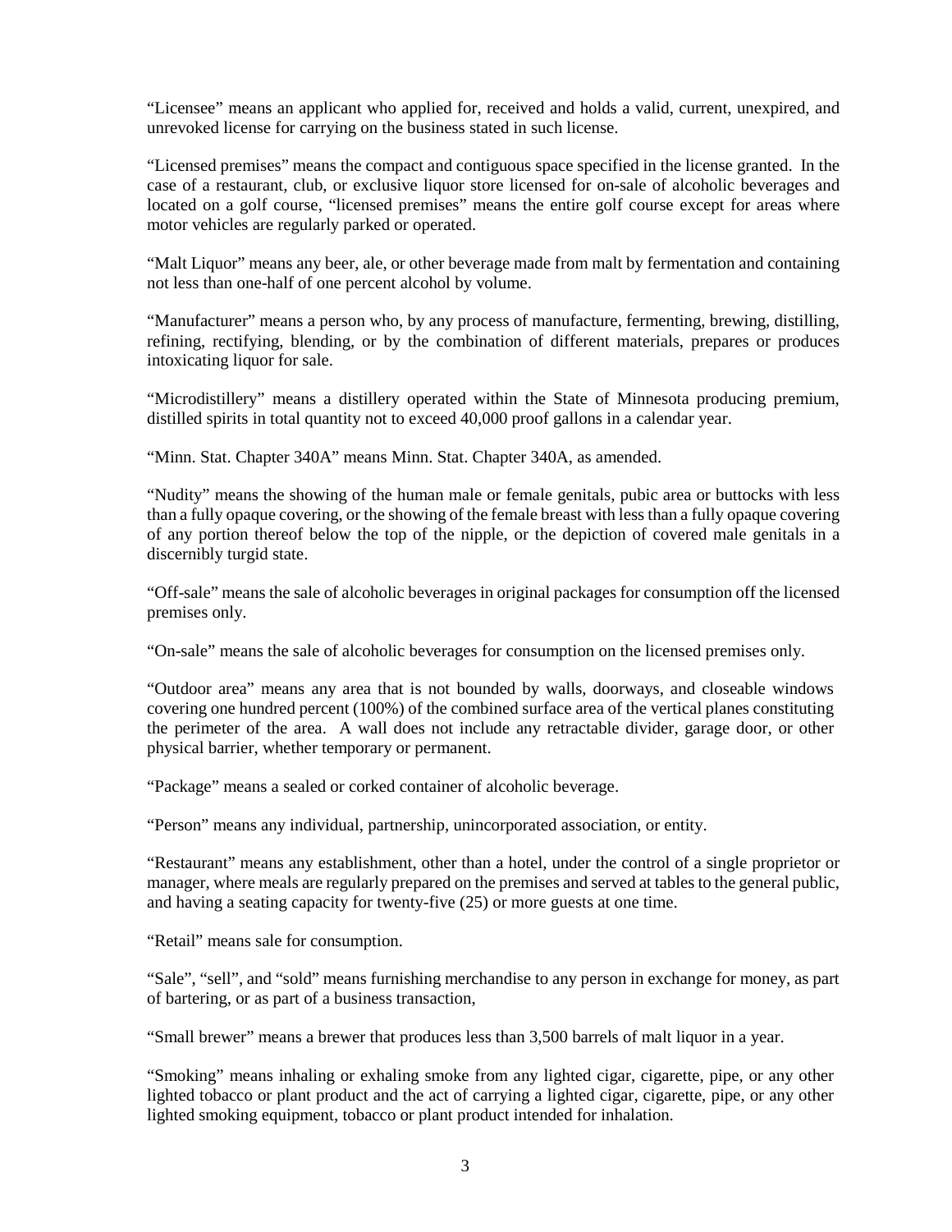"Licensee" means an applicant who applied for, received and holds a valid, current, unexpired, and unrevoked license for carrying on the business stated in such license.

"Licensed premises" means the compact and contiguous space specified in the license granted. In the case of a restaurant, club, or exclusive liquor store licensed for on-sale of alcoholic beverages and located on a golf course, "licensed premises" means the entire golf course except for areas where motor vehicles are regularly parked or operated.

"Malt Liquor" means any beer, ale, or other beverage made from malt by fermentation and containing not less than one-half of one percent alcohol by volume.

"Manufacturer" means a person who, by any process of manufacture, fermenting, brewing, distilling, refining, rectifying, blending, or by the combination of different materials, prepares or produces intoxicating liquor for sale.

"Microdistillery" means a distillery operated within the State of Minnesota producing premium, distilled spirits in total quantity not to exceed 40,000 proof gallons in a calendar year.

"Minn. Stat. Chapter 340A" means Minn. Stat. Chapter 340A, as amended.

"Nudity" means the showing of the human male or female genitals, pubic area or buttocks with less than a fully opaque covering, or the showing of the female breast with less than a fully opaque covering of any portion thereof below the top of the nipple, or the depiction of covered male genitals in a discernibly turgid state.

"Off-sale" means the sale of alcoholic beverages in original packages for consumption off the licensed premises only.

"On-sale" means the sale of alcoholic beverages for consumption on the licensed premises only.

"Outdoor area" means any area that is not bounded by walls, doorways, and closeable windows covering one hundred percent (100%) of the combined surface area of the vertical planes constituting the perimeter of the area. A wall does not include any retractable divider, garage door, or other physical barrier, whether temporary or permanent.

"Package" means a sealed or corked container of alcoholic beverage.

"Person" means any individual, partnership, unincorporated association, or entity.

"Restaurant" means any establishment, other than a hotel, under the control of a single proprietor or manager, where meals are regularly prepared on the premises and served at tables to the general public, and having a seating capacity for twenty-five (25) or more guests at one time.

"Retail" means sale for consumption.

"Sale", "sell", and "sold" means furnishing merchandise to any person in exchange for money, as part of bartering, or as part of a business transaction,

"Small brewer" means a brewer that produces less than 3,500 barrels of malt liquor in a year.

"Smoking" means inhaling or exhaling smoke from any lighted cigar, cigarette, pipe, or any other lighted tobacco or plant product and the act of carrying a lighted cigar, cigarette, pipe, or any other lighted smoking equipment, tobacco or plant product intended for inhalation.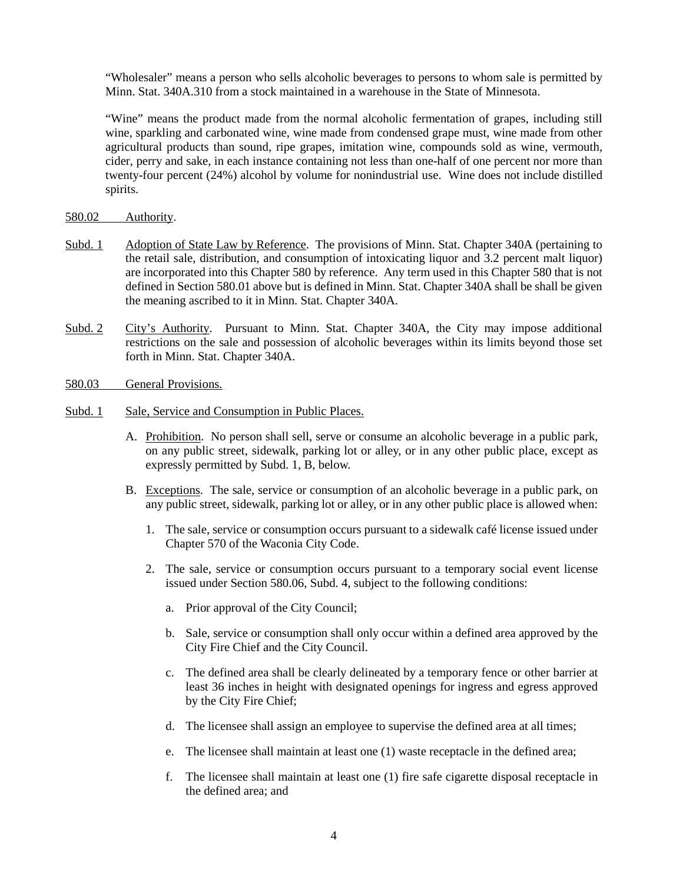"Wholesaler" means a person who sells alcoholic beverages to persons to whom sale is permitted by Minn. Stat. 340A.310 from a stock maintained in a warehouse in the State of Minnesota.

"Wine" means the product made from the normal alcoholic fermentation of grapes, including still wine, sparkling and carbonated wine, wine made from condensed grape must, wine made from other agricultural products than sound, ripe grapes, imitation wine, compounds sold as wine, vermouth, cider, perry and sake, in each instance containing not less than one-half of one percent nor more than twenty-four percent (24%) alcohol by volume for nonindustrial use. Wine does not include distilled spirits.

580.02 Authority.

Subd. 1 Adoption of State Law by Reference. The provisions of Minn. Stat. Chapter 340A (pertaining to the retail sale, distribution, and consumption of intoxicating liquor and 3.2 percent malt liquor) are incorporated into this Chapter 580 by reference. Any term used in this Chapter 580 that is not defined in Section 580.01 above but is defined in Minn. Stat. Chapter 340A shall be shall be given the meaning ascribed to it in Minn. Stat. Chapter 340A.

Subd. 2 City's Authority. Pursuant to Minn. Stat. Chapter 340A, the City may impose additional restrictions on the sale and possession of alcoholic beverages within its limits beyond those set forth in Minn. Stat. Chapter 340A.

580.03 General Provisions.

Subd. 1 Sale, Service and Consumption in Public Places.

A. Prohibition. No person shall sell, serve or consume an alcoholic beverage in a public park, on any public street, sidewalk, parking lot or alley, or in any other public place, except as expressly permitted by Subd. 1, B, below.

B. Exceptions. The sale, service or consumption of an alcoholic beverage in a public park, on any public street, sidewalk, parking lot or alley, or in any other public place is allowed when:

1. The sale, service or consumption occurs pursuant to a sidewalk café license issued under Chapter 570 of the Waconia City Code.

2. The sale, service or consumption occurs pursuant to a temporary social event license issued under Section 580.06, Subd. 4, subject to the following conditions:

   a. Prior approval of the City Council;

   b. Sale, service or consumption shall only occur within a defined area approved by the City Fire Chief and the City Council.

   c. The defined area shall be clearly delineated by a temporary fence or other barrier at least 36 inches in height with designated openings for ingress and egress approved by the City Fire Chief;

   d. The licensee shall assign an employee to supervise the defined area at all times;

   e. The licensee shall maintain at least one (1) waste receptacle in the defined area;

   f. The licensee shall maintain at least one (1) fire safe cigarette disposal receptacle in the defined area; and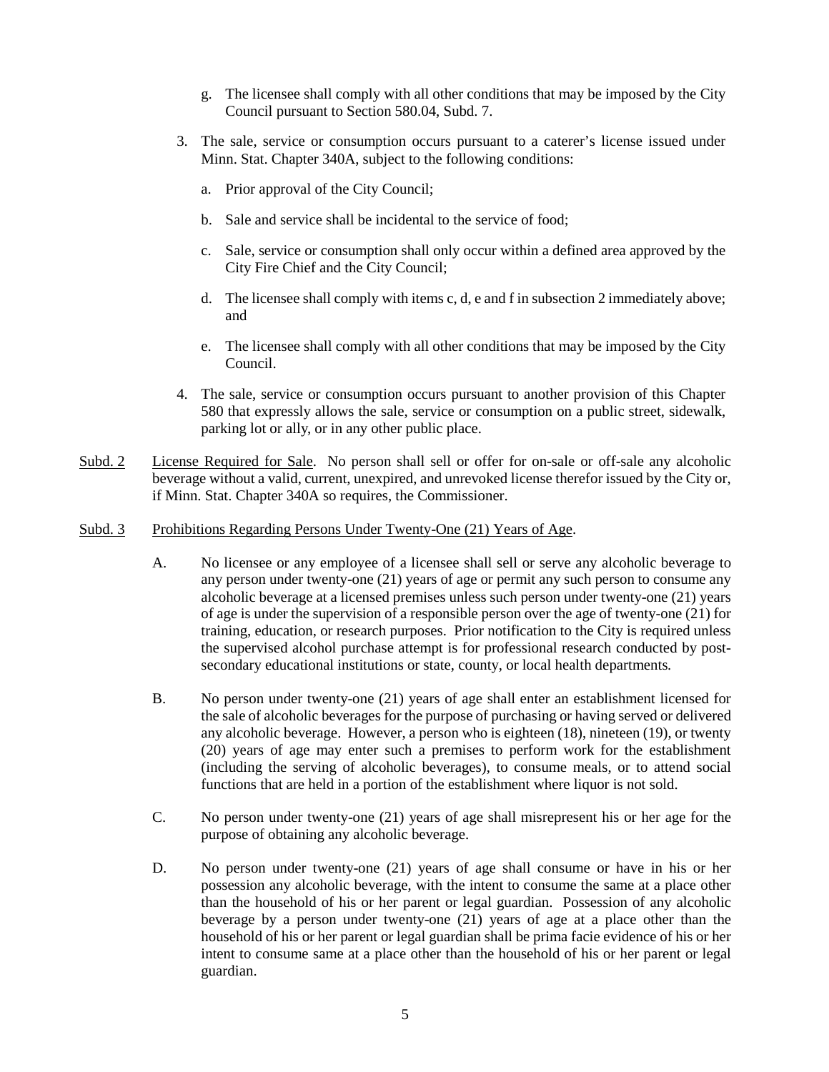g. The licensee shall comply with all other conditions that may be imposed by the City Council pursuant to Section 580.04, Subd. 7.

3. The sale, service or consumption occurs pursuant to a caterer's license issued under Minn. Stat. Chapter 340A, subject to the following conditions:

   a. Prior approval of the City Council;

   b. Sale and service shall be incidental to the service of food;

   c. Sale, service or consumption shall only occur within a defined area approved by the City Fire Chief and the City Council;

   d. The licensee shall comply with items c, d, e and f in subsection 2 immediately above; and

   e. The licensee shall comply with all other conditions that may be imposed by the City Council.

4. The sale, service or consumption occurs pursuant to another provision of this Chapter 580 that expressly allows the sale, service or consumption on a public street, sidewalk, parking lot or ally, or in any other public place.

<u>Subd. 2</u> <u>License Required for Sale</u>. No person shall sell or offer for on-sale or off-sale any alcoholic beverage without a valid, current, unexpired, and unrevoked license therefor issued by the City or, if Minn. Stat. Chapter 340A so requires, the Commissioner.

<u>Subd. 3</u> <u>Prohibitions Regarding Persons Under Twenty-One (21) Years of Age</u>.

A. No licensee or any employee of a licensee shall sell or serve any alcoholic beverage to any person under twenty-one (21) years of age or permit any such person to consume any alcoholic beverage at a licensed premises unless such person under twenty-one (21) years of age is under the supervision of a responsible person over the age of twenty-one (21) for training, education, or research purposes. Prior notification to the City is required unless the supervised alcohol purchase attempt is for professional research conducted by post-secondary educational institutions or state, county, or local health departments.

B. No person under twenty-one (21) years of age shall enter an establishment licensed for the sale of alcoholic beverages for the purpose of purchasing or having served or delivered any alcoholic beverage. However, a person who is eighteen (18), nineteen (19), or twenty (20) years of age may enter such a premises to perform work for the establishment (including the serving of alcoholic beverages), to consume meals, or to attend social functions that are held in a portion of the establishment where liquor is not sold.

C. No person under twenty-one (21) years of age shall misrepresent his or her age for the purpose of obtaining any alcoholic beverage.

D. No person under twenty-one (21) years of age shall consume or have in his or her possession any alcoholic beverage, with the intent to consume the same at a place other than the household of his or her parent or legal guardian. Possession of any alcoholic beverage by a person under twenty-one (21) years of age at a place other than the household of his or her parent or legal guardian shall be prima facie evidence of his or her intent to consume same at a place other than the household of his or her parent or legal guardian.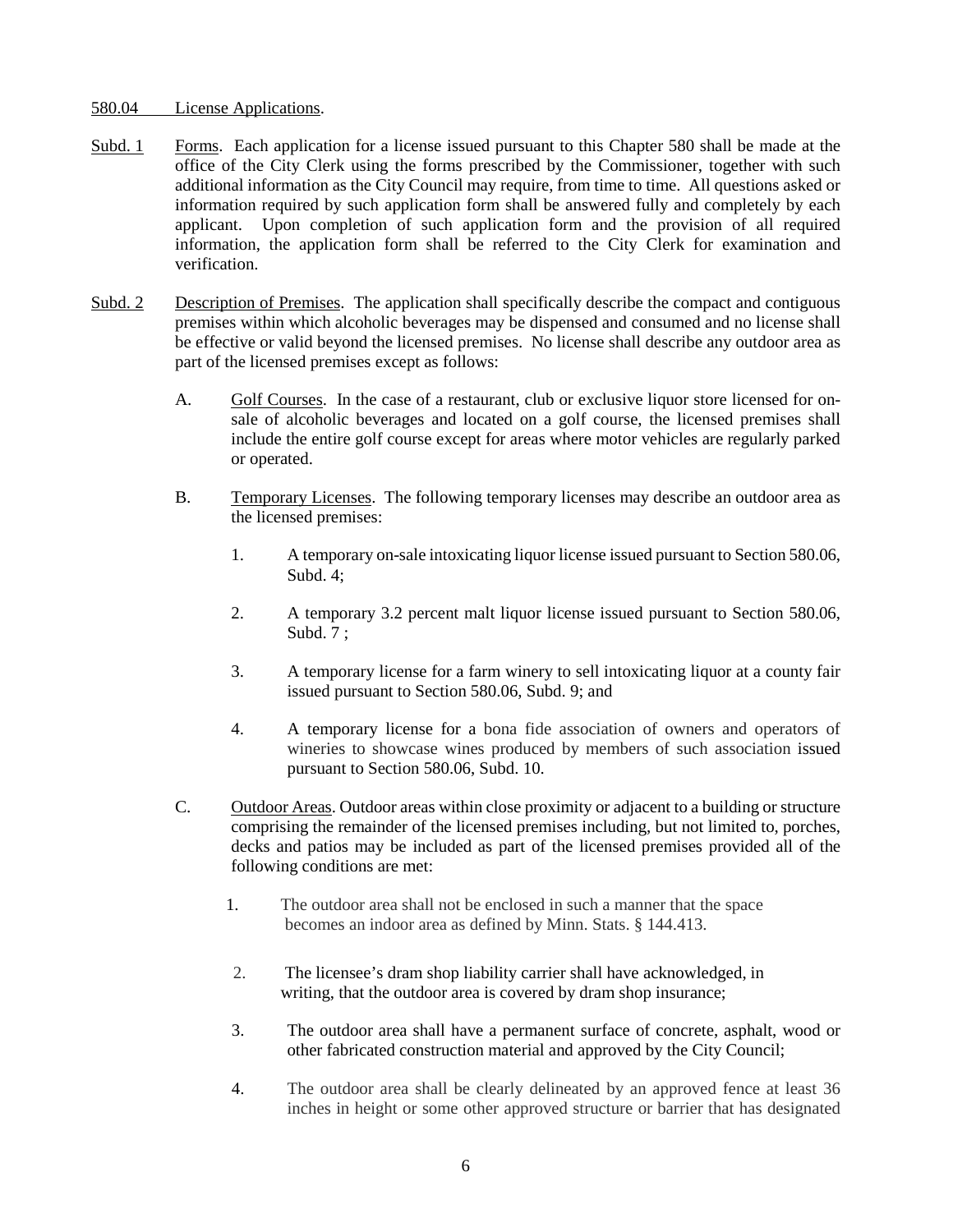580.04 License Applications.

Subd. 1 Forms. Each application for a license issued pursuant to this Chapter 580 shall be made at the office of the City Clerk using the forms prescribed by the Commissioner, together with such additional information as the City Council may require, from time to time. All questions asked or information required by such application form shall be answered fully and completely by each applicant. Upon completion of such application form and the provision of all required information, the application form shall be referred to the City Clerk for examination and verification.

Subd. 2 Description of Premises. The application shall specifically describe the compact and contiguous premises within which alcoholic beverages may be dispensed and consumed and no license shall be effective or valid beyond the licensed premises. No license shall describe any outdoor area as part of the licensed premises except as follows:

A. Golf Courses. In the case of a restaurant, club or exclusive liquor store licensed for on-sale of alcoholic beverages and located on a golf course, the licensed premises shall include the entire golf course except for areas where motor vehicles are regularly parked or operated.

B. Temporary Licenses. The following temporary licenses may describe an outdoor area as the licensed premises:

1. A temporary on-sale intoxicating liquor license issued pursuant to Section 580.06, Subd. 4;

2. A temporary 3.2 percent malt liquor license issued pursuant to Section 580.06, Subd. 7 ;

3. A temporary license for a farm winery to sell intoxicating liquor at a county fair issued pursuant to Section 580.06, Subd. 9; and

4. A temporary license for a bona fide association of owners and operators of wineries to showcase wines produced by members of such association issued pursuant to Section 580.06, Subd. 10.

C. Outdoor Areas. Outdoor areas within close proximity or adjacent to a building or structure comprising the remainder of the licensed premises including, but not limited to, porches, decks and patios may be included as part of the licensed premises provided all of the following conditions are met:

1. The outdoor area shall not be enclosed in such a manner that the space becomes an indoor area as defined by Minn. Stats. § 144.413.

2. The licensee's dram shop liability carrier shall have acknowledged, in writing, that the outdoor area is covered by dram shop insurance;

3. The outdoor area shall have a permanent surface of concrete, asphalt, wood or other fabricated construction material and approved by the City Council;

4. The outdoor area shall be clearly delineated by an approved fence at least 36 inches in height or some other approved structure or barrier that has designated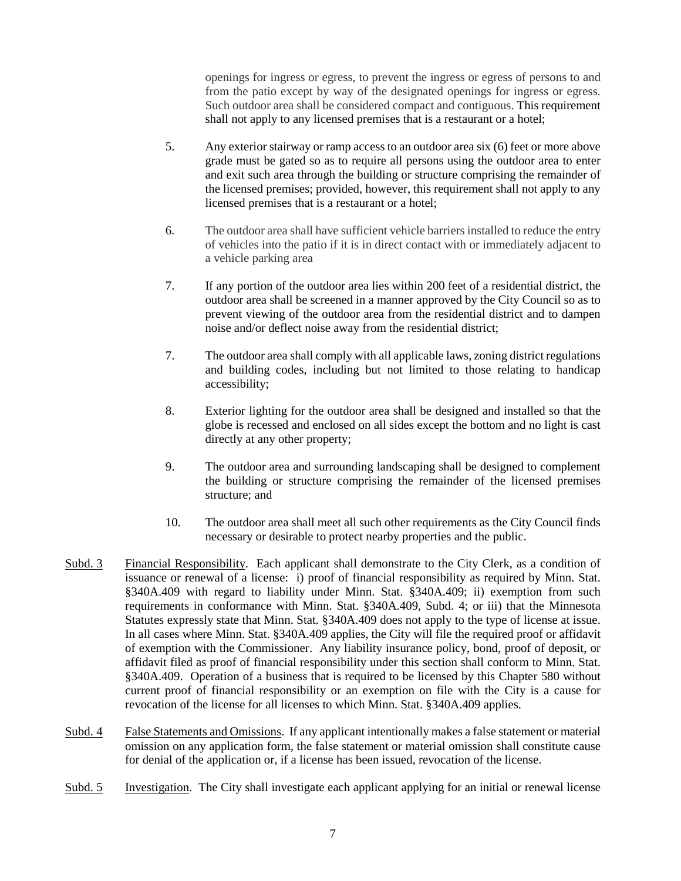openings for ingress or egress, to prevent the ingress or egress of persons to and from the patio except by way of the designated openings for ingress or egress. Such outdoor area shall be considered compact and contiguous. This requirement shall not apply to any licensed premises that is a restaurant or a hotel;

5. Any exterior stairway or ramp access to an outdoor area six (6) feet or more above grade must be gated so as to require all persons using the outdoor area to enter and exit such area through the building or structure comprising the remainder of the licensed premises; provided, however, this requirement shall not apply to any licensed premises that is a restaurant or a hotel;

6. The outdoor area shall have sufficient vehicle barriers installed to reduce the entry of vehicles into the patio if it is in direct contact with or immediately adjacent to a vehicle parking area

7. If any portion of the outdoor area lies within 200 feet of a residential district, the outdoor area shall be screened in a manner approved by the City Council so as to prevent viewing of the outdoor area from the residential district and to dampen noise and/or deflect noise away from the residential district;

7. The outdoor area shall comply with all applicable laws, zoning district regulations and building codes, including but not limited to those relating to handicap accessibility;

8. Exterior lighting for the outdoor area shall be designed and installed so that the globe is recessed and enclosed on all sides except the bottom and no light is cast directly at any other property;

9. The outdoor area and surrounding landscaping shall be designed to complement the building or structure comprising the remainder of the licensed premises structure; and

10. The outdoor area shall meet all such other requirements as the City Council finds necessary or desirable to protect nearby properties and the public.

Subd. 3 Financial Responsibility. Each applicant shall demonstrate to the City Clerk, as a condition of issuance or renewal of a license: i) proof of financial responsibility as required by Minn. Stat. §340A.409 with regard to liability under Minn. Stat. §340A.409; ii) exemption from such requirements in conformance with Minn. Stat. §340A.409, Subd. 4; or iii) that the Minnesota Statutes expressly state that Minn. Stat. §340A.409 does not apply to the type of license at issue. In all cases where Minn. Stat. §340A.409 applies, the City will file the required proof or affidavit of exemption with the Commissioner. Any liability insurance policy, bond, proof of deposit, or affidavit filed as proof of financial responsibility under this section shall conform to Minn. Stat. §340A.409. Operation of a business that is required to be licensed by this Chapter 580 without current proof of financial responsibility or an exemption on file with the City is a cause for revocation of the license for all licenses to which Minn. Stat. §340A.409 applies.

Subd. 4 False Statements and Omissions. If any applicant intentionally makes a false statement or material omission on any application form, the false statement or material omission shall constitute cause for denial of the application or, if a license has been issued, revocation of the license.

Subd. 5 Investigation. The City shall investigate each applicant applying for an initial or renewal license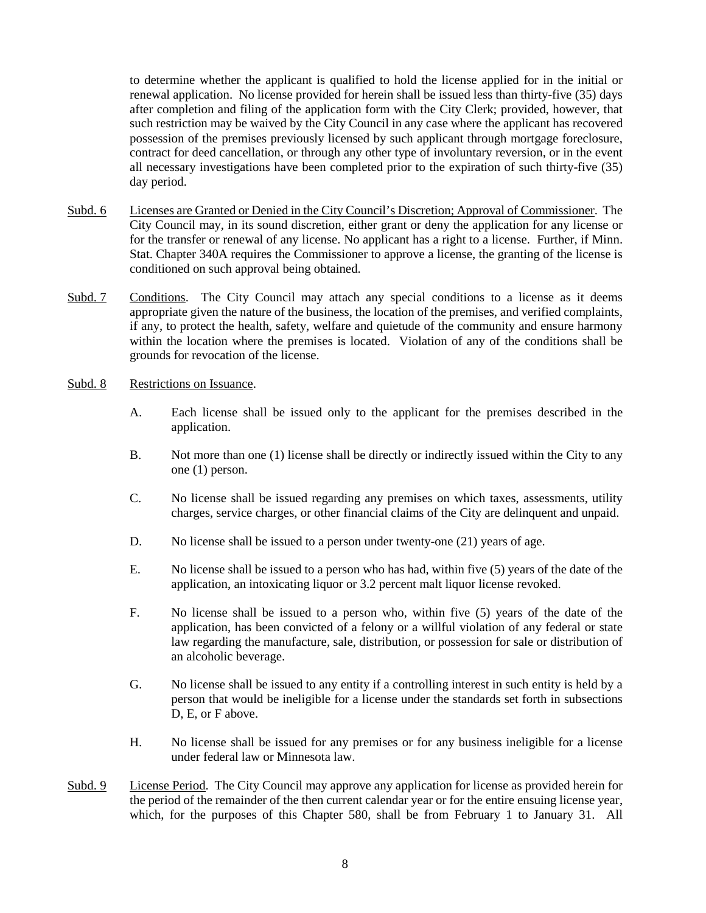to determine whether the applicant is qualified to hold the license applied for in the initial or renewal application. No license provided for herein shall be issued less than thirty-five (35) days after completion and filing of the application form with the City Clerk; provided, however, that such restriction may be waived by the City Council in any case where the applicant has recovered possession of the premises previously licensed by such applicant through mortgage foreclosure, contract for deed cancellation, or through any other type of involuntary reversion, or in the event all necessary investigations have been completed prior to the expiration of such thirty-five (35) day period.

Subd. 6 Licenses are Granted or Denied in the City Council's Discretion; Approval of Commissioner. The City Council may, in its sound discretion, either grant or deny the application for any license or for the transfer or renewal of any license. No applicant has a right to a license. Further, if Minn. Stat. Chapter 340A requires the Commissioner to approve a license, the granting of the license is conditioned on such approval being obtained.

Subd. 7 Conditions. The City Council may attach any special conditions to a license as it deems appropriate given the nature of the business, the location of the premises, and verified complaints, if any, to protect the health, safety, welfare and quietude of the community and ensure harmony within the location where the premises is located. Violation of any of the conditions shall be grounds for revocation of the license.

Subd. 8 Restrictions on Issuance.

A. Each license shall be issued only to the applicant for the premises described in the application.

B. Not more than one (1) license shall be directly or indirectly issued within the City to any one (1) person.

C. No license shall be issued regarding any premises on which taxes, assessments, utility charges, service charges, or other financial claims of the City are delinquent and unpaid.

D. No license shall be issued to a person under twenty-one (21) years of age.

E. No license shall be issued to a person who has had, within five (5) years of the date of the application, an intoxicating liquor or 3.2 percent malt liquor license revoked.

F. No license shall be issued to a person who, within five (5) years of the date of the application, has been convicted of a felony or a willful violation of any federal or state law regarding the manufacture, sale, distribution, or possession for sale or distribution of an alcoholic beverage.

G. No license shall be issued to any entity if a controlling interest in such entity is held by a person that would be ineligible for a license under the standards set forth in subsections D, E, or F above.

H. No license shall be issued for any premises or for any business ineligible for a license under federal law or Minnesota law.

Subd. 9 License Period. The City Council may approve any application for license as provided herein for the period of the remainder of the then current calendar year or for the entire ensuing license year, which, for the purposes of this Chapter 580, shall be from February 1 to January 31. All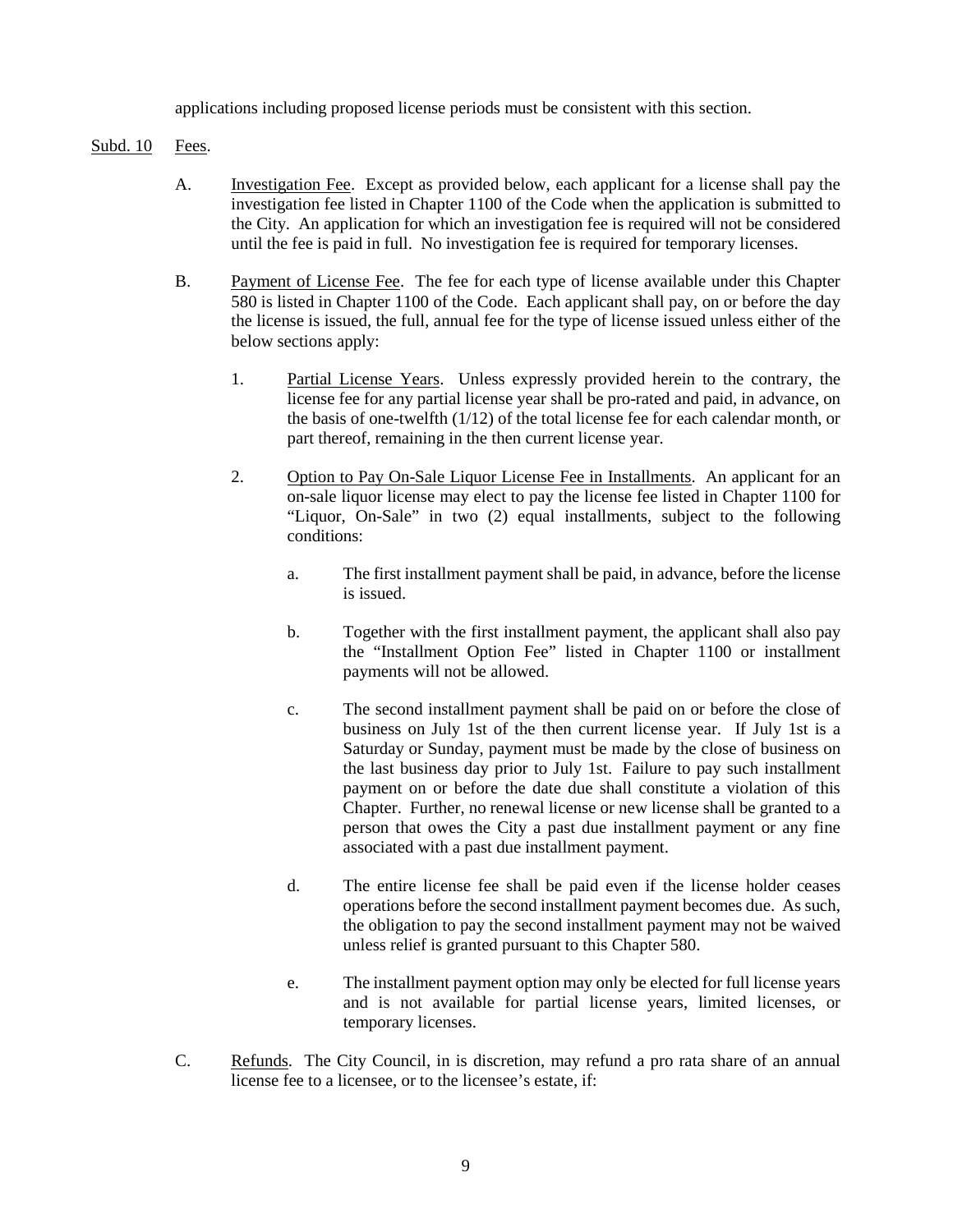applications including proposed license periods must be consistent with this section.

Subd. 10 Fees.

A. Investigation Fee. Except as provided below, each applicant for a license shall pay the investigation fee listed in Chapter 1100 of the Code when the application is submitted to the City. An application for which an investigation fee is required will not be considered until the fee is paid in full. No investigation fee is required for temporary licenses.

B. Payment of License Fee. The fee for each type of license available under this Chapter 580 is listed in Chapter 1100 of the Code. Each applicant shall pay, on or before the day the license is issued, the full, annual fee for the type of license issued unless either of the below sections apply:

1. Partial License Years. Unless expressly provided herein to the contrary, the license fee for any partial license year shall be pro-rated and paid, in advance, on the basis of one-twelfth (1/12) of the total license fee for each calendar month, or part thereof, remaining in the then current license year.

2. Option to Pay On-Sale Liquor License Fee in Installments. An applicant for an on-sale liquor license may elect to pay the license fee listed in Chapter 1100 for "Liquor, On-Sale" in two (2) equal installments, subject to the following conditions:

a. The first installment payment shall be paid, in advance, before the license is issued.

b. Together with the first installment payment, the applicant shall also pay the "Installment Option Fee" listed in Chapter 1100 or installment payments will not be allowed.

c. The second installment payment shall be paid on or before the close of business on July 1st of the then current license year. If July 1st is a Saturday or Sunday, payment must be made by the close of business on the last business day prior to July 1st. Failure to pay such installment payment on or before the date due shall constitute a violation of this Chapter. Further, no renewal license or new license shall be granted to a person that owes the City a past due installment payment or any fine associated with a past due installment payment.

d. The entire license fee shall be paid even if the license holder ceases operations before the second installment payment becomes due. As such, the obligation to pay the second installment payment may not be waived unless relief is granted pursuant to this Chapter 580.

e. The installment payment option may only be elected for full license years and is not available for partial license years, limited licenses, or temporary licenses.

C. Refunds. The City Council, in is discretion, may refund a pro rata share of an annual license fee to a licensee, or to the licensee's estate, if: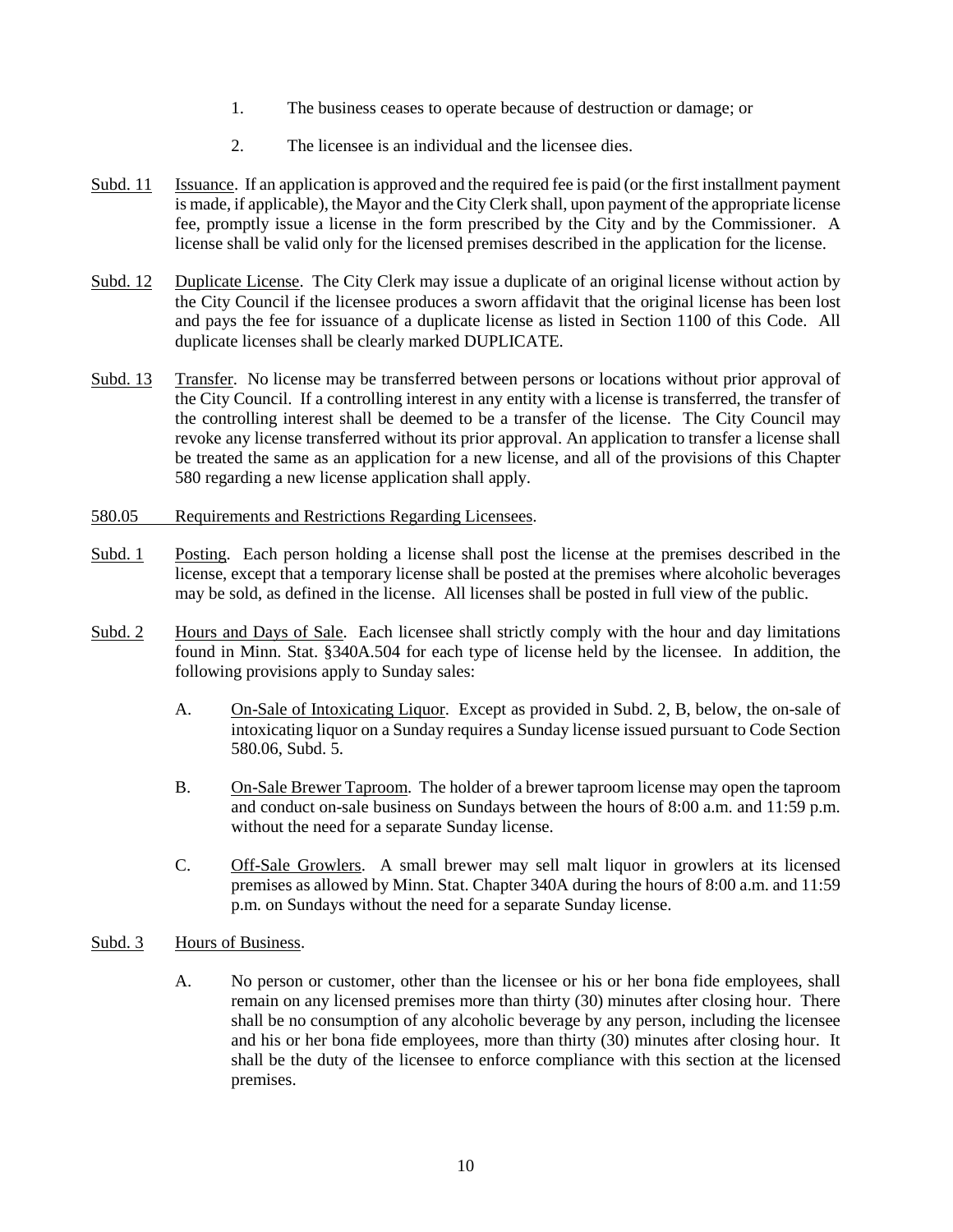1. The business ceases to operate because of destruction or damage; or

2. The licensee is an individual and the licensee dies.

Subd. 11 Issuance. If an application is approved and the required fee is paid (or the first installment payment is made, if applicable), the Mayor and the City Clerk shall, upon payment of the appropriate license fee, promptly issue a license in the form prescribed by the City and by the Commissioner. A license shall be valid only for the licensed premises described in the application for the license.

Subd. 12 Duplicate License. The City Clerk may issue a duplicate of an original license without action by the City Council if the licensee produces a sworn affidavit that the original license has been lost and pays the fee for issuance of a duplicate license as listed in Section 1100 of this Code. All duplicate licenses shall be clearly marked DUPLICATE.

Subd. 13 Transfer. No license may be transferred between persons or locations without prior approval of the City Council. If a controlling interest in any entity with a license is transferred, the transfer of the controlling interest shall be deemed to be a transfer of the license. The City Council may revoke any license transferred without its prior approval. An application to transfer a license shall be treated the same as an application for a new license, and all of the provisions of this Chapter 580 regarding a new license application shall apply.

580.05 Requirements and Restrictions Regarding Licensees.

Subd. 1 Posting. Each person holding a license shall post the license at the premises described in the license, except that a temporary license shall be posted at the premises where alcoholic beverages may be sold, as defined in the license. All licenses shall be posted in full view of the public.

Subd. 2 Hours and Days of Sale. Each licensee shall strictly comply with the hour and day limitations found in Minn. Stat. §340A.504 for each type of license held by the licensee. In addition, the following provisions apply to Sunday sales:

A. On-Sale of Intoxicating Liquor. Except as provided in Subd. 2, B, below, the on-sale of intoxicating liquor on a Sunday requires a Sunday license issued pursuant to Code Section 580.06, Subd. 5.

B. On-Sale Brewer Taproom. The holder of a brewer taproom license may open the taproom and conduct on-sale business on Sundays between the hours of 8:00 a.m. and 11:59 p.m. without the need for a separate Sunday license.

C. Off-Sale Growlers. A small brewer may sell malt liquor in growlers at its licensed premises as allowed by Minn. Stat. Chapter 340A during the hours of 8:00 a.m. and 11:59 p.m. on Sundays without the need for a separate Sunday license.

Subd. 3 Hours of Business.

A. No person or customer, other than the licensee or his or her bona fide employees, shall remain on any licensed premises more than thirty (30) minutes after closing hour. There shall be no consumption of any alcoholic beverage by any person, including the licensee and his or her bona fide employees, more than thirty (30) minutes after closing hour. It shall be the duty of the licensee to enforce compliance with this section at the licensed premises.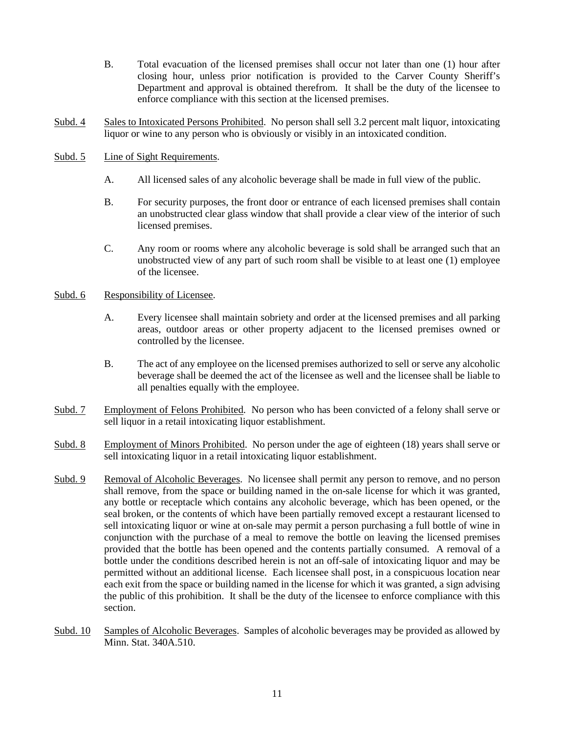B. Total evacuation of the licensed premises shall occur not later than one (1) hour after closing hour, unless prior notification is provided to the Carver County Sheriff's Department and approval is obtained therefrom. It shall be the duty of the licensee to enforce compliance with this section at the licensed premises.

Subd. 4 Sales to Intoxicated Persons Prohibited. No person shall sell 3.2 percent malt liquor, intoxicating liquor or wine to any person who is obviously or visibly in an intoxicated condition.

Subd. 5 Line of Sight Requirements.

A. All licensed sales of any alcoholic beverage shall be made in full view of the public.

B. For security purposes, the front door or entrance of each licensed premises shall contain an unobstructed clear glass window that shall provide a clear view of the interior of such licensed premises.

C. Any room or rooms where any alcoholic beverage is sold shall be arranged such that an unobstructed view of any part of such room shall be visible to at least one (1) employee of the licensee.

Subd. 6 Responsibility of Licensee.

A. Every licensee shall maintain sobriety and order at the licensed premises and all parking areas, outdoor areas or other property adjacent to the licensed premises owned or controlled by the licensee.

B. The act of any employee on the licensed premises authorized to sell or serve any alcoholic beverage shall be deemed the act of the licensee as well and the licensee shall be liable to all penalties equally with the employee.

Subd. 7 Employment of Felons Prohibited. No person who has been convicted of a felony shall serve or sell liquor in a retail intoxicating liquor establishment.

Subd. 8 Employment of Minors Prohibited. No person under the age of eighteen (18) years shall serve or sell intoxicating liquor in a retail intoxicating liquor establishment.

Subd. 9 Removal of Alcoholic Beverages. No licensee shall permit any person to remove, and no person shall remove, from the space or building named in the on-sale license for which it was granted, any bottle or receptacle which contains any alcoholic beverage, which has been opened, or the seal broken, or the contents of which have been partially removed except a restaurant licensed to sell intoxicating liquor or wine at on-sale may permit a person purchasing a full bottle of wine in conjunction with the purchase of a meal to remove the bottle on leaving the licensed premises provided that the bottle has been opened and the contents partially consumed. A removal of a bottle under the conditions described herein is not an off-sale of intoxicating liquor and may be permitted without an additional license. Each licensee shall post, in a conspicuous location near each exit from the space or building named in the license for which it was granted, a sign advising the public of this prohibition. It shall be the duty of the licensee to enforce compliance with this section.

Subd. 10 Samples of Alcoholic Beverages. Samples of alcoholic beverages may be provided as allowed by Minn. Stat. 340A.510.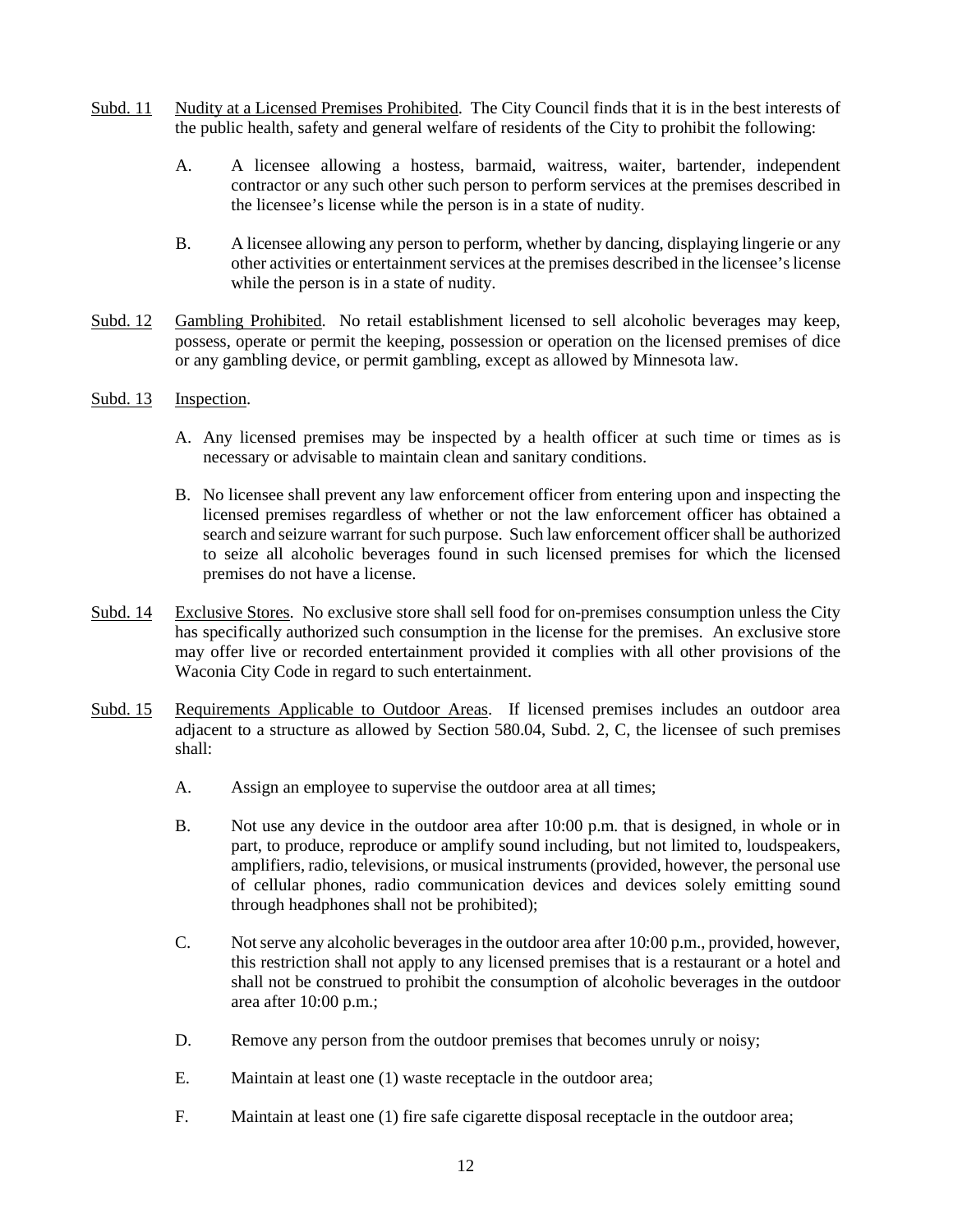Subd. 11 Nudity at a Licensed Premises Prohibited. The City Council finds that it is in the best interests of the public health, safety and general welfare of residents of the City to prohibit the following:

A. A licensee allowing a hostess, barmaid, waitress, waiter, bartender, independent contractor or any such other such person to perform services at the premises described in the licensee's license while the person is in a state of nudity.

B. A licensee allowing any person to perform, whether by dancing, displaying lingerie or any other activities or entertainment services at the premises described in the licensee's license while the person is in a state of nudity.

Subd. 12 Gambling Prohibited. No retail establishment licensed to sell alcoholic beverages may keep, possess, operate or permit the keeping, possession or operation on the licensed premises of dice or any gambling device, or permit gambling, except as allowed by Minnesota law.

Subd. 13 Inspection.

A. Any licensed premises may be inspected by a health officer at such time or times as is necessary or advisable to maintain clean and sanitary conditions.

B. No licensee shall prevent any law enforcement officer from entering upon and inspecting the licensed premises regardless of whether or not the law enforcement officer has obtained a search and seizure warrant for such purpose. Such law enforcement officer shall be authorized to seize all alcoholic beverages found in such licensed premises for which the licensed premises do not have a license.

Subd. 14 Exclusive Stores. No exclusive store shall sell food for on-premises consumption unless the City has specifically authorized such consumption in the license for the premises. An exclusive store may offer live or recorded entertainment provided it complies with all other provisions of the Waconia City Code in regard to such entertainment.

Subd. 15 Requirements Applicable to Outdoor Areas. If licensed premises includes an outdoor area adjacent to a structure as allowed by Section 580.04, Subd. 2, C, the licensee of such premises shall:

A. Assign an employee to supervise the outdoor area at all times;

B. Not use any device in the outdoor area after 10:00 p.m. that is designed, in whole or in part, to produce, reproduce or amplify sound including, but not limited to, loudspeakers, amplifiers, radio, televisions, or musical instruments (provided, however, the personal use of cellular phones, radio communication devices and devices solely emitting sound through headphones shall not be prohibited);

C. Not serve any alcoholic beverages in the outdoor area after 10:00 p.m., provided, however, this restriction shall not apply to any licensed premises that is a restaurant or a hotel and shall not be construed to prohibit the consumption of alcoholic beverages in the outdoor area after 10:00 p.m.;

D. Remove any person from the outdoor premises that becomes unruly or noisy;

E. Maintain at least one (1) waste receptacle in the outdoor area;

F. Maintain at least one (1) fire safe cigarette disposal receptacle in the outdoor area;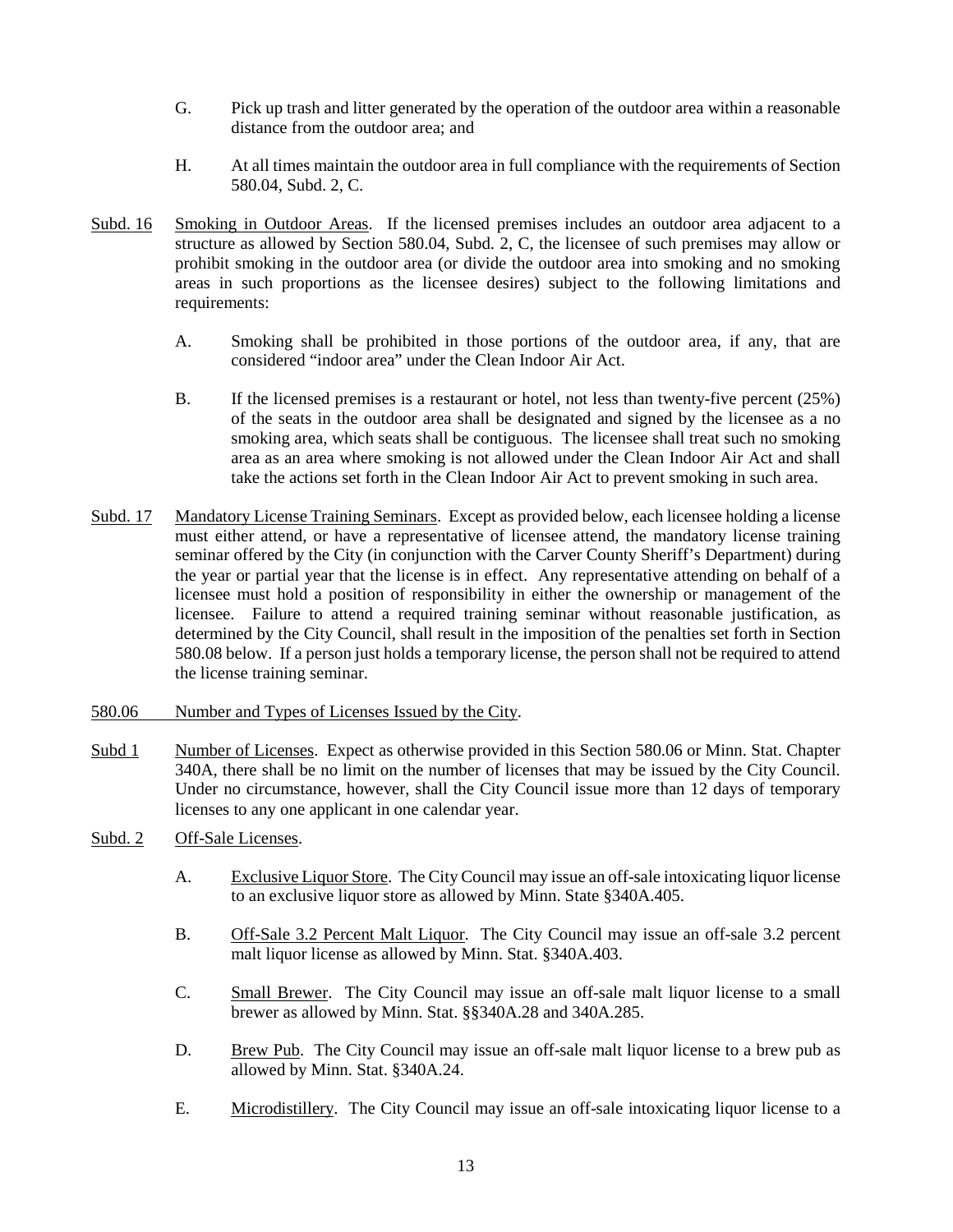G. Pick up trash and litter generated by the operation of the outdoor area within a reasonable distance from the outdoor area; and

H. At all times maintain the outdoor area in full compliance with the requirements of Section 580.04, Subd. 2, C.

Subd. 16 Smoking in Outdoor Areas. If the licensed premises includes an outdoor area adjacent to a structure as allowed by Section 580.04, Subd. 2, C, the licensee of such premises may allow or prohibit smoking in the outdoor area (or divide the outdoor area into smoking and no smoking areas in such proportions as the licensee desires) subject to the following limitations and requirements:

A. Smoking shall be prohibited in those portions of the outdoor area, if any, that are considered "indoor area" under the Clean Indoor Air Act.

B. If the licensed premises is a restaurant or hotel, not less than twenty-five percent (25%) of the seats in the outdoor area shall be designated and signed by the licensee as a no smoking area, which seats shall be contiguous. The licensee shall treat such no smoking area as an area where smoking is not allowed under the Clean Indoor Air Act and shall take the actions set forth in the Clean Indoor Air Act to prevent smoking in such area.

Subd. 17 Mandatory License Training Seminars. Except as provided below, each licensee holding a license must either attend, or have a representative of licensee attend, the mandatory license training seminar offered by the City (in conjunction with the Carver County Sheriff's Department) during the year or partial year that the license is in effect. Any representative attending on behalf of a licensee must hold a position of responsibility in either the ownership or management of the licensee. Failure to attend a required training seminar without reasonable justification, as determined by the City Council, shall result in the imposition of the penalties set forth in Section 580.08 below. If a person just holds a temporary license, the person shall not be required to attend the license training seminar.

580.06 Number and Types of Licenses Issued by the City.

Subd 1 Number of Licenses. Expect as otherwise provided in this Section 580.06 or Minn. Stat. Chapter 340A, there shall be no limit on the number of licenses that may be issued by the City Council. Under no circumstance, however, shall the City Council issue more than 12 days of temporary licenses to any one applicant in one calendar year.

Subd. 2 Off-Sale Licenses.

A. Exclusive Liquor Store. The City Council may issue an off-sale intoxicating liquor license to an exclusive liquor store as allowed by Minn. State §340A.405.

B. Off-Sale 3.2 Percent Malt Liquor. The City Council may issue an off-sale 3.2 percent malt liquor license as allowed by Minn. Stat. §340A.403.

C. Small Brewer. The City Council may issue an off-sale malt liquor license to a small brewer as allowed by Minn. Stat. §§340A.28 and 340A.285.

D. Brew Pub. The City Council may issue an off-sale malt liquor license to a brew pub as allowed by Minn. Stat. §340A.24.

E. Microdistillery. The City Council may issue an off-sale intoxicating liquor license to a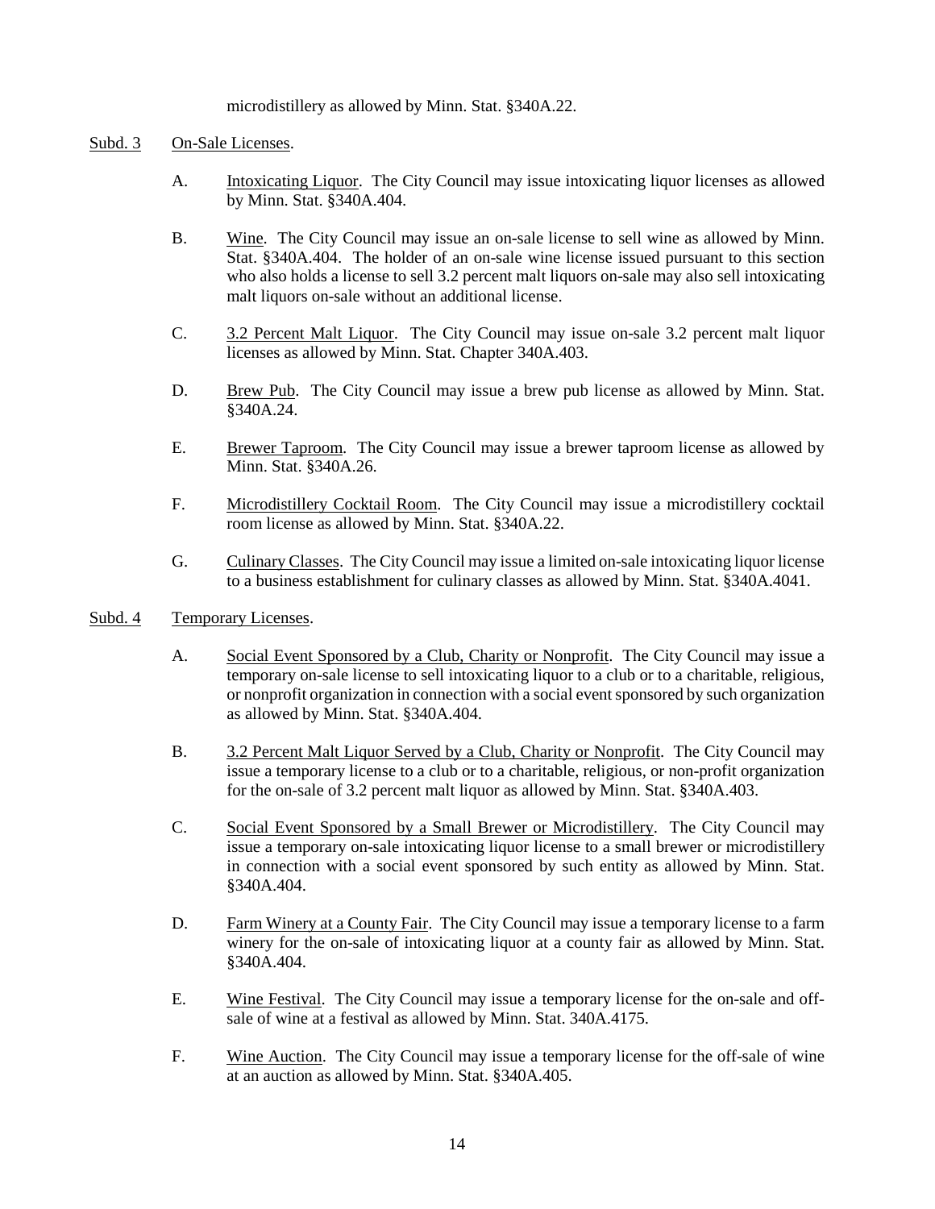microdistillery as allowed by Minn. Stat. §340A.22.

Subd. 3 On-Sale Licenses.

A. Intoxicating Liquor. The City Council may issue intoxicating liquor licenses as allowed by Minn. Stat. §340A.404.

B. Wine. The City Council may issue an on-sale license to sell wine as allowed by Minn. Stat. §340A.404. The holder of an on-sale wine license issued pursuant to this section who also holds a license to sell 3.2 percent malt liquors on-sale may also sell intoxicating malt liquors on-sale without an additional license.

C. 3.2 Percent Malt Liquor. The City Council may issue on-sale 3.2 percent malt liquor licenses as allowed by Minn. Stat. Chapter 340A.403.

D. Brew Pub. The City Council may issue a brew pub license as allowed by Minn. Stat. §340A.24.

E. Brewer Taproom. The City Council may issue a brewer taproom license as allowed by Minn. Stat. §340A.26.

F. Microdistillery Cocktail Room. The City Council may issue a microdistillery cocktail room license as allowed by Minn. Stat. §340A.22.

G. Culinary Classes. The City Council may issue a limited on-sale intoxicating liquor license to a business establishment for culinary classes as allowed by Minn. Stat. §340A.4041.

Subd. 4 Temporary Licenses.

A. Social Event Sponsored by a Club, Charity or Nonprofit. The City Council may issue a temporary on-sale license to sell intoxicating liquor to a club or to a charitable, religious, or nonprofit organization in connection with a social event sponsored by such organization as allowed by Minn. Stat. §340A.404.

B. 3.2 Percent Malt Liquor Served by a Club, Charity or Nonprofit. The City Council may issue a temporary license to a club or to a charitable, religious, or non-profit organization for the on-sale of 3.2 percent malt liquor as allowed by Minn. Stat. §340A.403.

C. Social Event Sponsored by a Small Brewer or Microdistillery. The City Council may issue a temporary on-sale intoxicating liquor license to a small brewer or microdistillery in connection with a social event sponsored by such entity as allowed by Minn. Stat. §340A.404.

D. Farm Winery at a County Fair. The City Council may issue a temporary license to a farm winery for the on-sale of intoxicating liquor at a county fair as allowed by Minn. Stat. §340A.404.

E. Wine Festival. The City Council may issue a temporary license for the on-sale and off-sale of wine at a festival as allowed by Minn. Stat. 340A.4175.

F. Wine Auction. The City Council may issue a temporary license for the off-sale of wine at an auction as allowed by Minn. Stat. §340A.405.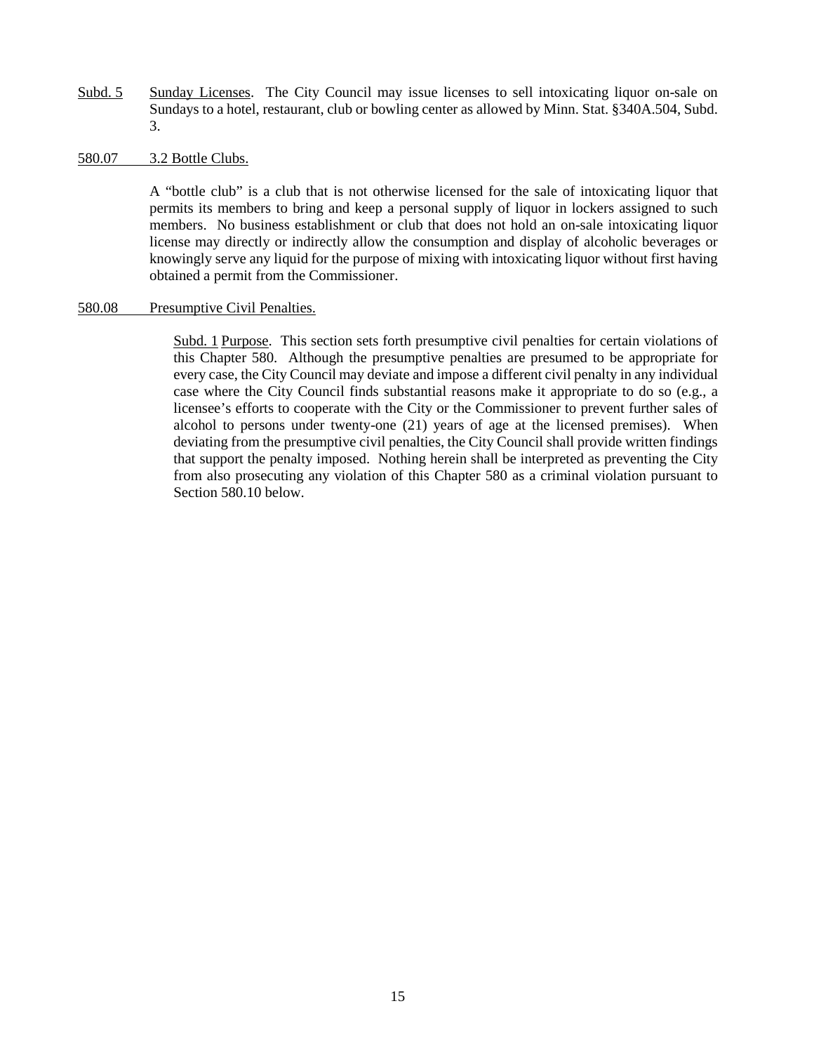Subd. 5 Sunday Licenses. The City Council may issue licenses to sell intoxicating liquor on-sale on Sundays to a hotel, restaurant, club or bowling center as allowed by Minn. Stat. §340A.504, Subd. 3.

### 580.07 3.2 Bottle Clubs.

A "bottle club" is a club that is not otherwise licensed for the sale of intoxicating liquor that permits its members to bring and keep a personal supply of liquor in lockers assigned to such members. No business establishment or club that does not hold an on-sale intoxicating liquor license may directly or indirectly allow the consumption and display of alcoholic beverages or knowingly serve any liquid for the purpose of mixing with intoxicating liquor without first having obtained a permit from the Commissioner.

### 580.08 Presumptive Civil Penalties.

Subd. 1 Purpose. This section sets forth presumptive civil penalties for certain violations of this Chapter 580. Although the presumptive penalties are presumed to be appropriate for every case, the City Council may deviate and impose a different civil penalty in any individual case where the City Council finds substantial reasons make it appropriate to do so (e.g., a licensee's efforts to cooperate with the City or the Commissioner to prevent further sales of alcohol to persons under twenty-one (21) years of age at the licensed premises). When deviating from the presumptive civil penalties, the City Council shall provide written findings that support the penalty imposed. Nothing herein shall be interpreted as preventing the City from also prosecuting any violation of this Chapter 580 as a criminal violation pursuant to Section 580.10 below.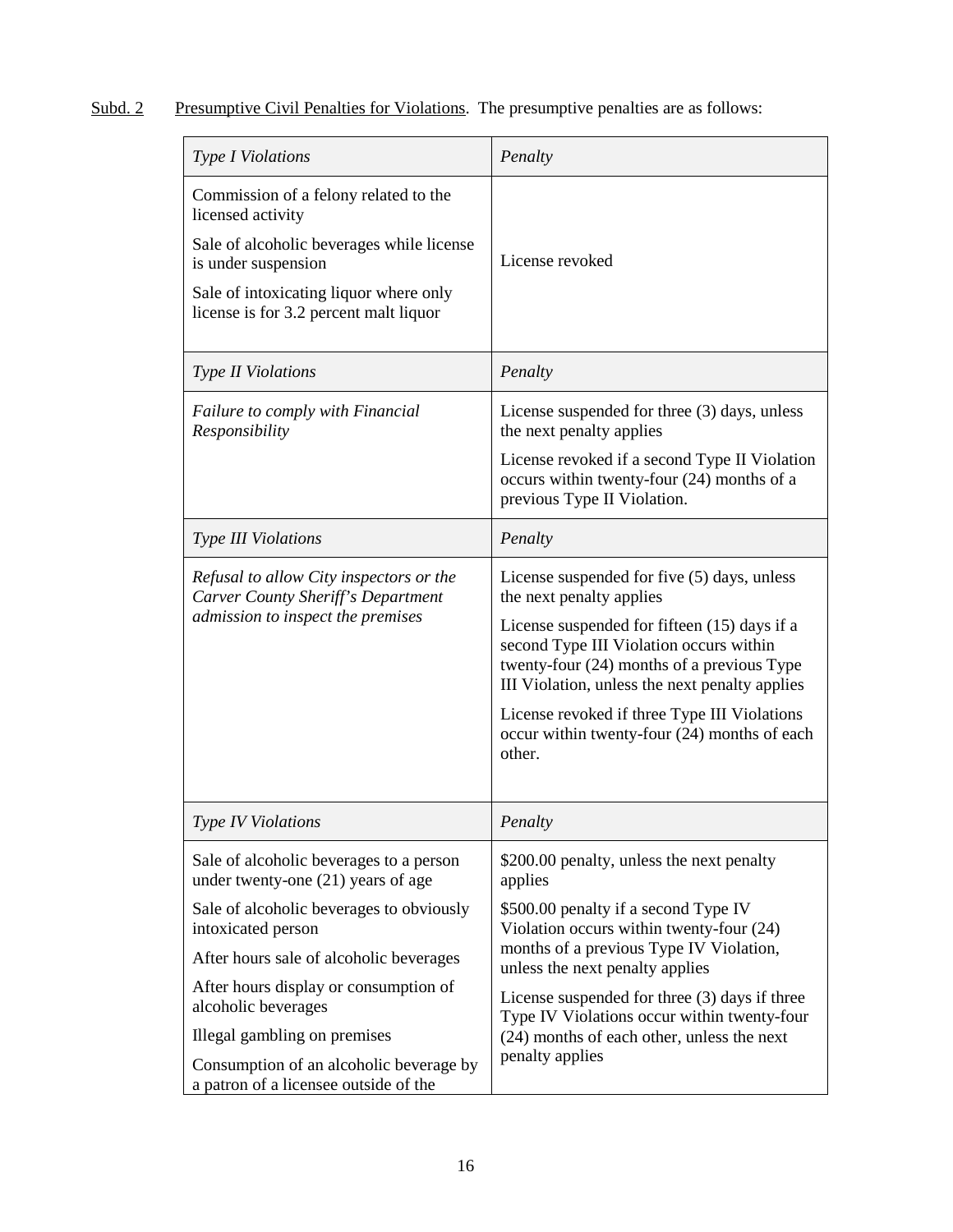Subd. 2 Presumptive Civil Penalties for Violations. The presumptive penalties are as follows:

| *Type I Violations* | *Penalty* |
|---|---|
| Commission of a felony related to the licensed activity<br>Sale of alcoholic beverages while license is under suspension<br>Sale of intoxicating liquor where only license is for 3.2 percent malt liquor | License revoked |
| *Type II Violations* | *Penalty* |
| *Failure to comply with Financial Responsibility* | License suspended for three (3) days, unless the next penalty applies<br>License revoked if a second Type II Violation occurs within twenty-four (24) months of a previous Type II Violation. |
| *Type III Violations* | *Penalty* |
| *Refusal to allow City inspectors or the Carver County Sheriff's Department admission to inspect the premises* | License suspended for five (5) days, unless the next penalty applies<br>License suspended for fifteen (15) days if a second Type III Violation occurs within twenty-four (24) months of a previous Type III Violation, unless the next penalty applies<br>License revoked if three Type III Violations occur within twenty-four (24) months of each other. |
| *Type IV Violations* | *Penalty* |
| Sale of alcoholic beverages to a person under twenty-one (21) years of age<br>Sale of alcoholic beverages to obviously intoxicated person<br>After hours sale of alcoholic beverages<br>After hours display or consumption of alcoholic beverages<br>Illegal gambling on premises<br>Consumption of an alcoholic beverage by a patron of a licensee outside of the | \$200.00 penalty, unless the next penalty applies<br>\$500.00 penalty if a second Type IV Violation occurs within twenty-four (24) months of a previous Type IV Violation, unless the next penalty applies<br>License suspended for three (3) days if three Type IV Violations occur within twenty-four (24) months of each other, unless the next penalty applies |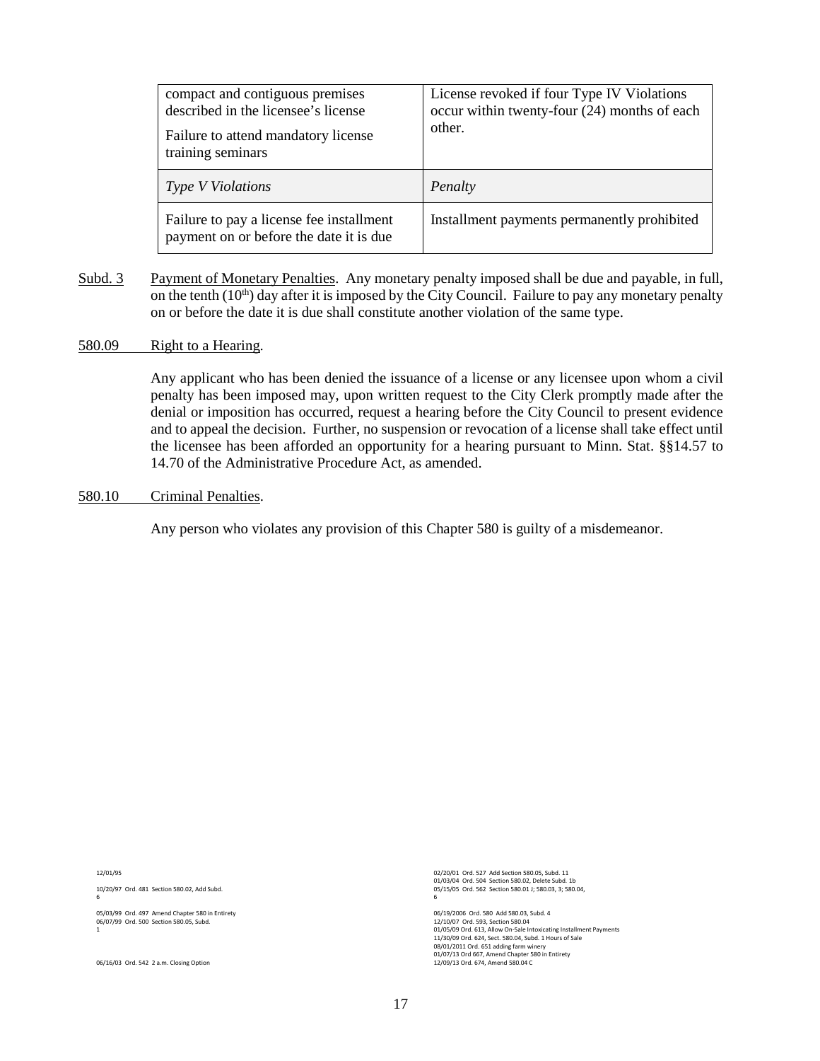| compact and contiguous premises described in the licensee's license<br><br>Failure to attend mandatory license training seminars | License revoked if four Type IV Violations occur within twenty-four (24) months of each other. |
|---|---|
| *Type V Violations* | *Penalty* |
| Failure to pay a license fee installment payment on or before the date it is due | Installment payments permanently prohibited |

Subd. 3 Payment of Monetary Penalties. Any monetary penalty imposed shall be due and payable, in full, on the tenth (10th) day after it is imposed by the City Council. Failure to pay any monetary penalty on or before the date it is due shall constitute another violation of the same type.

580.09 Right to a Hearing.

Any applicant who has been denied the issuance of a license or any licensee upon whom a civil penalty has been imposed may, upon written request to the City Clerk promptly made after the denial or imposition has occurred, request a hearing before the City Council to present evidence and to appeal the decision. Further, no suspension or revocation of a license shall take effect until the licensee has been afforded an opportunity for a hearing pursuant to Minn. Stat. §§14.57 to 14.70 of the Administrative Procedure Act, as amended.

580.10 Criminal Penalties.

Any person who violates any provision of this Chapter 580 is guilty of a misdemeanor.

12/01/95

10/20/97 Ord. 481 Section 580.02, Add Subd. 6

05/03/99 Ord. 497 Amend Chapter 580 in Entirety
06/07/99 Ord. 500 Section 580.05, Subd. 1

06/16/03 Ord. 542 2 a.m. Closing Option

02/20/01 Ord. 527 Add Section 580.05, Subd. 11
01/03/04 Ord. 504 Section 580.02, Delete Subd. 1b
05/15/05 Ord. 562 Section 580.01 J; 580.03, 3; 580.04, 6

06/19/2006 Ord. 580 Add 580.03, Subd. 4
12/10/07 Ord. 593, Section 580.04
01/05/09 Ord. 613, Allow On-Sale Intoxicating Installment Payments
11/30/09 Ord. 624, Sect. 580.04, Subd. 1 Hours of Sale
08/01/2011 Ord. 651 adding farm winery
01/07/13 Ord 667, Amend Chapter 580 in Entirety
12/09/13 Ord. 674, Amend 580.04 C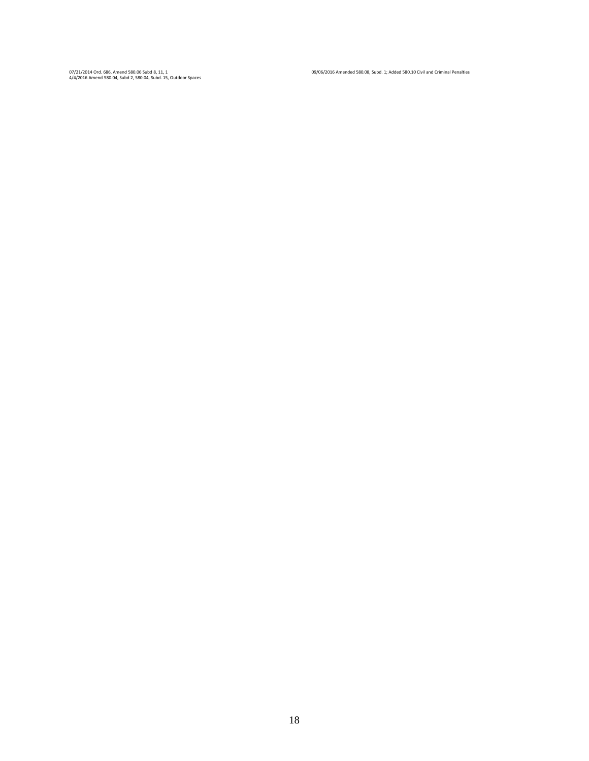07/21/2014 Ord. 686, Amend 580.06 Subd 8, 11, 1
4/4/2016 Amend 580.04, Subd 2, 580.04, Subd. 15, Outdoor Spaces

09/06/2016 Amended 580.08, Subd. 1; Added 580.10 Civil and Criminal Penalties